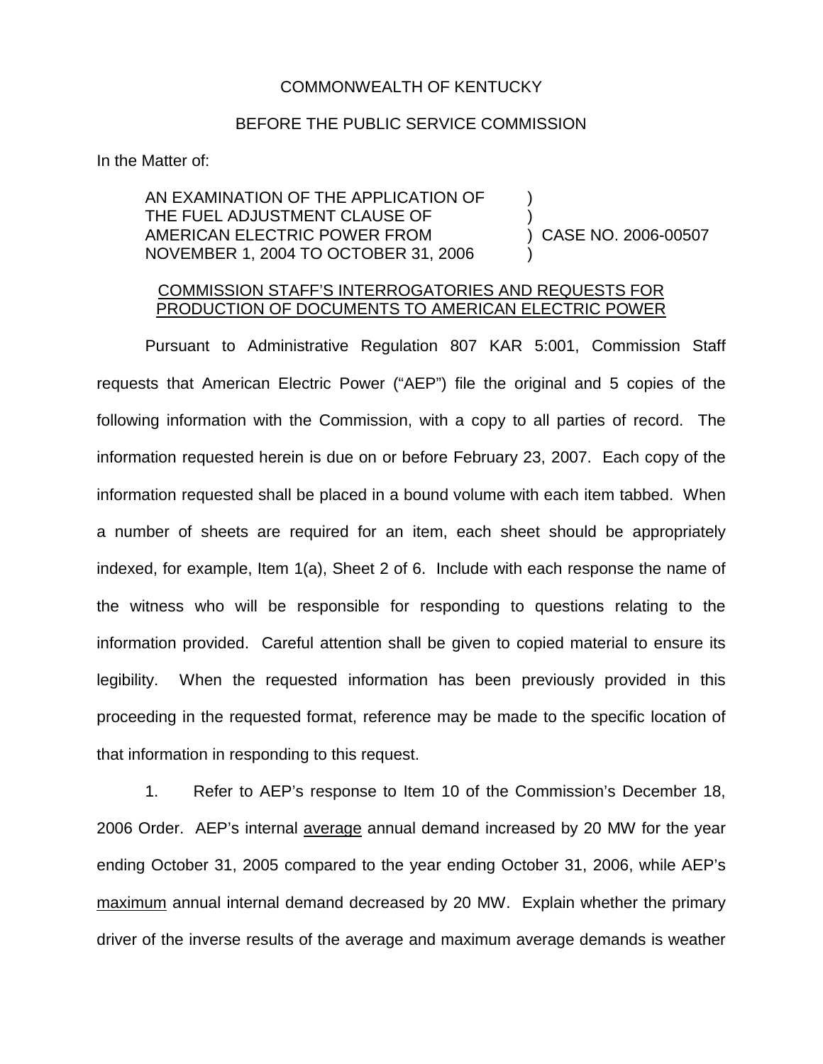COMMONWEALTH OF KENTUCKY

BEFORE THE PUBLIC SERVICE COMMISSION

In the Matter of:

| | | |
|---|---|---|
| AN EXAMINATION OF THE APPLICATION OF THE FUEL ADJUSTMENT CLAUSE OF AMERICAN ELECTRIC POWER FROM NOVEMBER 1, 2004 TO OCTOBER 31, 2006 | ) ) ) ) | CASE NO. 2006-00507 |

COMMISSION STAFF'S INTERROGATORIES AND REQUESTS FOR PRODUCTION OF DOCUMENTS TO AMERICAN ELECTRIC POWER

Pursuant to Administrative Regulation 807 KAR 5:001, Commission Staff requests that American Electric Power ("AEP") file the original and 5 copies of the following information with the Commission, with a copy to all parties of record. The information requested herein is due on or before February 23, 2007. Each copy of the information requested shall be placed in a bound volume with each item tabbed. When a number of sheets are required for an item, each sheet should be appropriately indexed, for example, Item 1(a), Sheet 2 of 6. Include with each response the name of the witness who will be responsible for responding to questions relating to the information provided. Careful attention shall be given to copied material to ensure its legibility. When the requested information has been previously provided in this proceeding in the requested format, reference may be made to the specific location of that information in responding to this request.

1. Refer to AEP's response to Item 10 of the Commission's December 18, 2006 Order. AEP's internal average annual demand increased by 20 MW for the year ending October 31, 2005 compared to the year ending October 31, 2006, while AEP's maximum annual internal demand decreased by 20 MW. Explain whether the primary driver of the inverse results of the average and maximum average demands is weather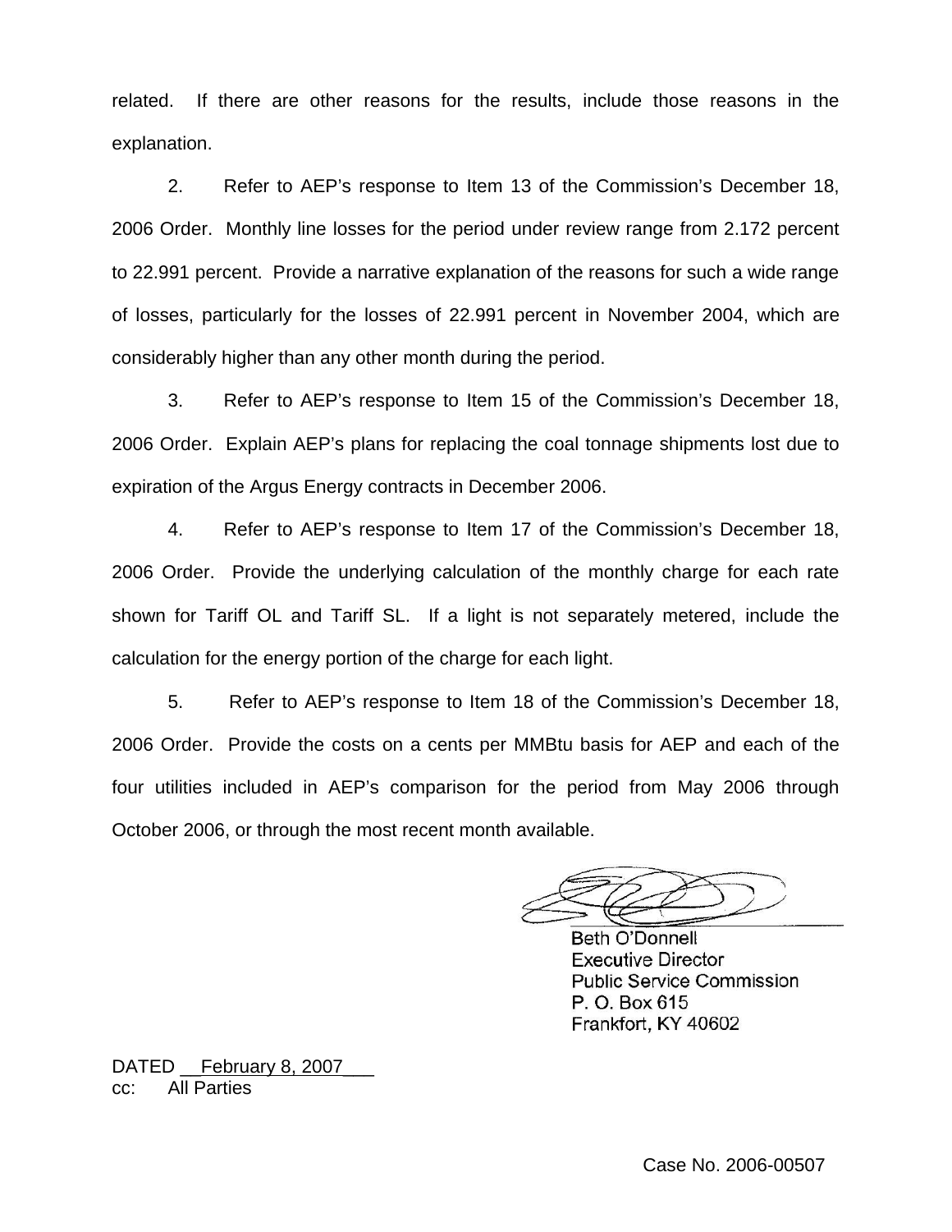related. If there are other reasons for the results, include those reasons in the explanation.

2. Refer to AEP's response to Item 13 of the Commission's December 18, 2006 Order. Monthly line losses for the period under review range from 2.172 percent to 22.991 percent. Provide a narrative explanation of the reasons for such a wide range of losses, particularly for the losses of 22.991 percent in November 2004, which are considerably higher than any other month during the period.

3. Refer to AEP's response to Item 15 of the Commission's December 18, 2006 Order. Explain AEP's plans for replacing the coal tonnage shipments lost due to expiration of the Argus Energy contracts in December 2006.

4. Refer to AEP's response to Item 17 of the Commission's December 18, 2006 Order. Provide the underlying calculation of the monthly charge for each rate shown for Tariff OL and Tariff SL. If a light is not separately metered, include the calculation for the energy portion of the charge for each light.

5. Refer to AEP's response to Item 18 of the Commission's December 18, 2006 Order. Provide the costs on a cents per MMBtu basis for AEP and each of the four utilities included in AEP's comparison for the period from May 2006 through October 2006, or through the most recent month available.

Beth O'Donnell
Executive Director
Public Service Commission
P. O. Box 615
Frankfort, KY 40602

DATED February 8, 2007

cc: All Parties

Case No. 2006-00507